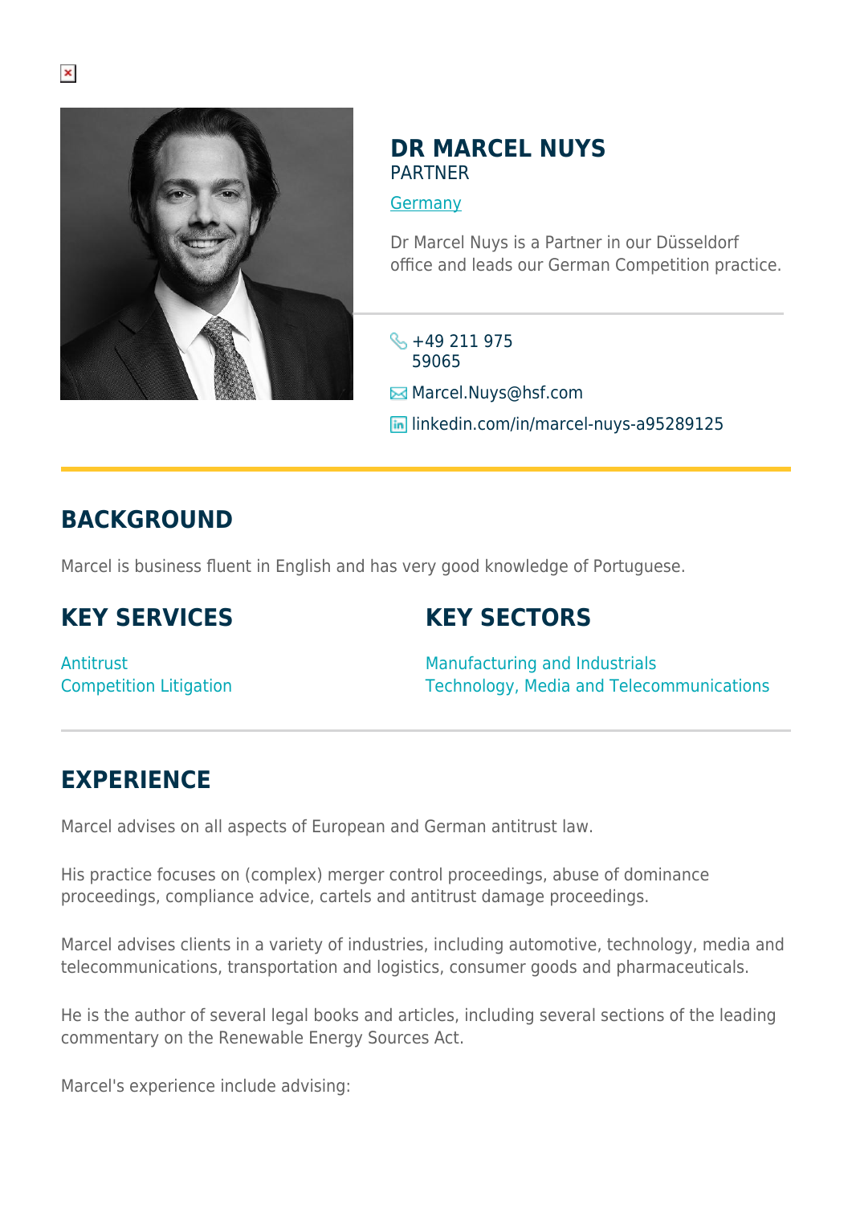# DR MARCEL NUYS

PARTNER

Germany

Dr Marcel Nuys is a Partner in our Düsseldorf office and leads our German Competition practice.

+49 211 975 59065

Marcel.Nuys@hsf.com

linkedin.com/in/marcel-nuys-a95289125

## BACKGROUND

Marcel is business fluent in English and has very good knowledge of Portuguese.

## KEY SERVICES

Antitrust
Competition Litigation

## KEY SECTORS

Manufacturing and Industrials
Technology, Media and Telecommunications

## EXPERIENCE

Marcel advises on all aspects of European and German antitrust law.

His practice focuses on (complex) merger control proceedings, abuse of dominance proceedings, compliance advice, cartels and antitrust damage proceedings.

Marcel advises clients in a variety of industries, including automotive, technology, media and telecommunications, transportation and logistics, consumer goods and pharmaceuticals.

He is the author of several legal books and articles, including several sections of the leading commentary on the Renewable Energy Sources Act.

Marcel's experience include advising: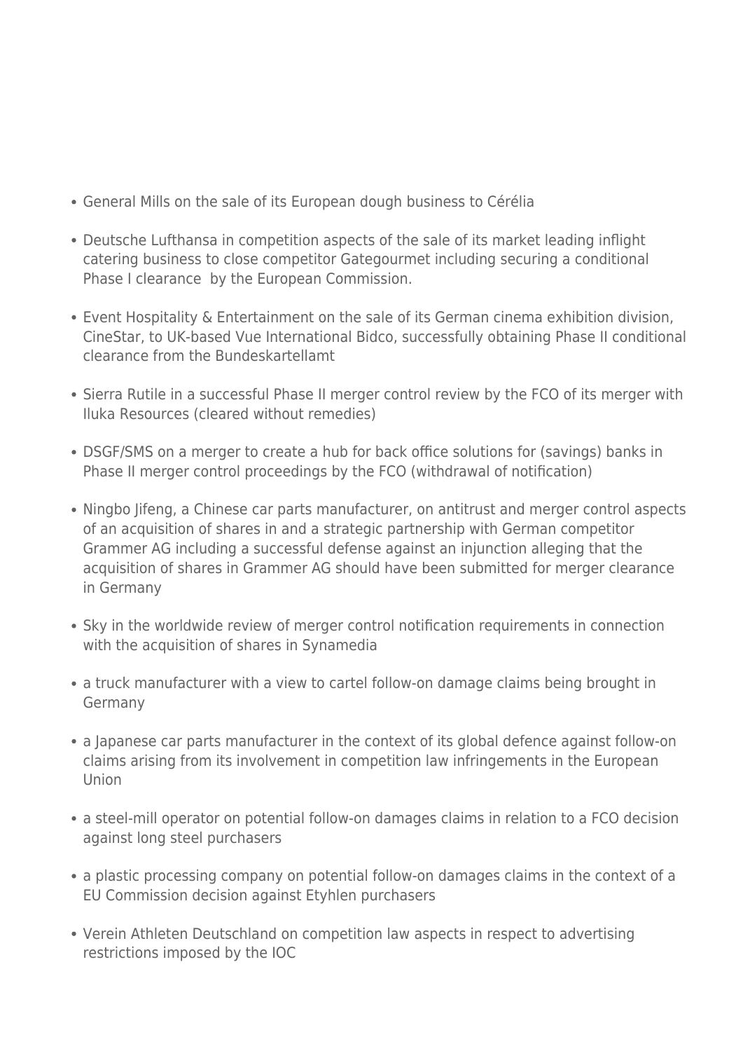- General Mills on the sale of its European dough business to Cérélia
- Deutsche Lufthansa in competition aspects of the sale of its market leading inflight catering business to close competitor Gategourmet including securing a conditional Phase I clearance by the European Commission.
- Event Hospitality & Entertainment on the sale of its German cinema exhibition division, CineStar, to UK-based Vue International Bidco, successfully obtaining Phase II conditional clearance from the Bundeskartellamt
- Sierra Rutile in a successful Phase II merger control review by the FCO of its merger with Iluka Resources (cleared without remedies)
- DSGF/SMS on a merger to create a hub for back office solutions for (savings) banks in Phase II merger control proceedings by the FCO (withdrawal of notification)
- Ningbo Jifeng, a Chinese car parts manufacturer, on antitrust and merger control aspects of an acquisition of shares in and a strategic partnership with German competitor Grammer AG including a successful defense against an injunction alleging that the acquisition of shares in Grammer AG should have been submitted for merger clearance in Germany
- Sky in the worldwide review of merger control notification requirements in connection with the acquisition of shares in Synamedia
- a truck manufacturer with a view to cartel follow-on damage claims being brought in Germany
- a Japanese car parts manufacturer in the context of its global defence against follow-on claims arising from its involvement in competition law infringements in the European Union
- a steel-mill operator on potential follow-on damages claims in relation to a FCO decision against long steel purchasers
- a plastic processing company on potential follow-on damages claims in the context of a EU Commission decision against Etyhlen purchasers
- Verein Athleten Deutschland on competition law aspects in respect to advertising restrictions imposed by the IOC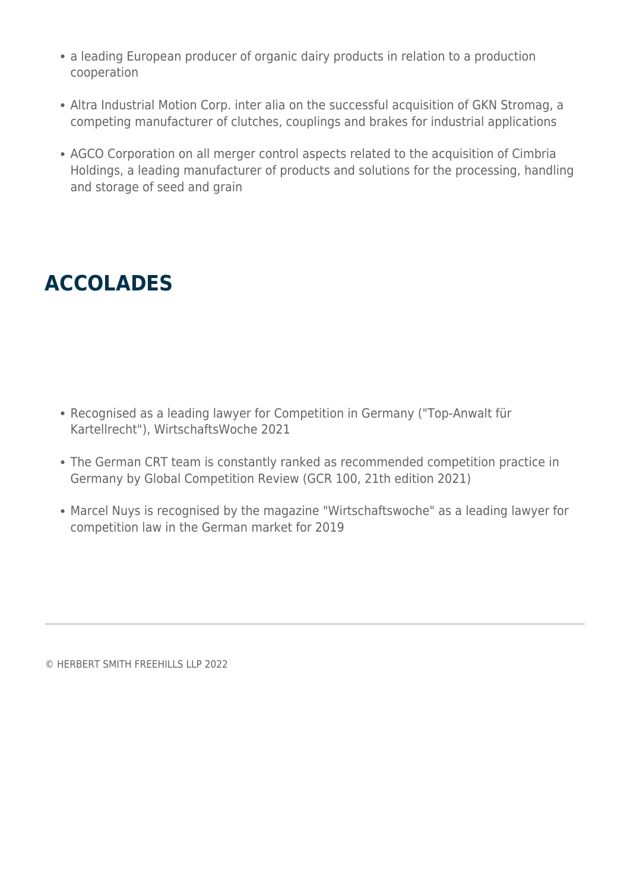- a leading European producer of organic dairy products in relation to a production cooperation
- Altra Industrial Motion Corp. inter alia on the successful acquisition of GKN Stromag, a competing manufacturer of clutches, couplings and brakes for industrial applications
- AGCO Corporation on all merger control aspects related to the acquisition of Cimbria Holdings, a leading manufacturer of products and solutions for the processing, handling and storage of seed and grain

## ACCOLADES

- Recognised as a leading lawyer for Competition in Germany ("Top-Anwalt für Kartellrecht"), WirtschaftsWoche 2021
- The German CRT team is constantly ranked as recommended competition practice in Germany by Global Competition Review (GCR 100, 21th edition 2021)
- Marcel Nuys is recognised by the magazine "Wirtschaftswoche" as a leading lawyer for competition law in the German market for 2019

---

© HERBERT SMITH FREEHILLS LLP 2022